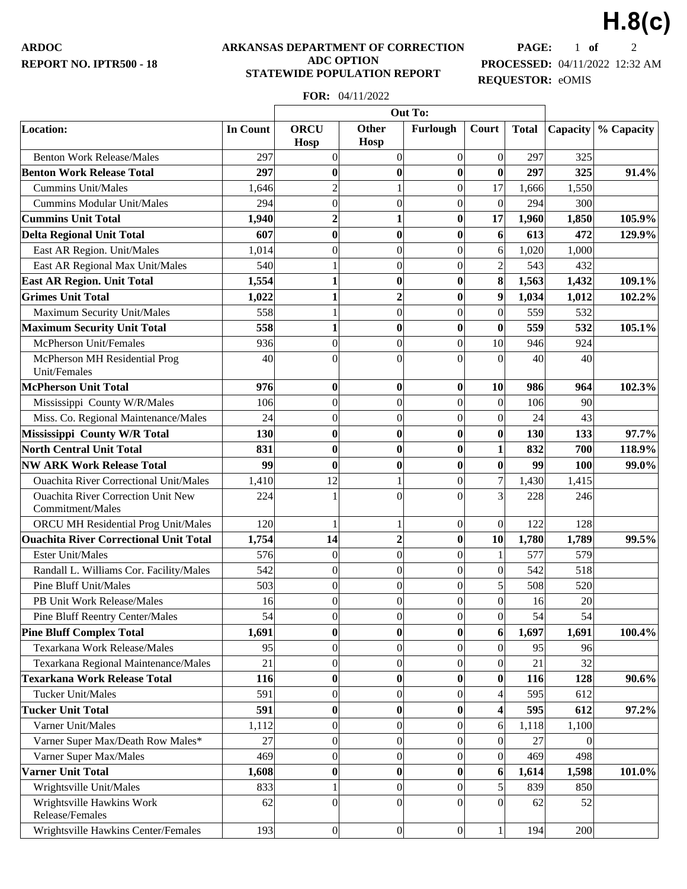# H.8(c)

**ARDOC**
**REPORT NO. IPTR500 - 18**

**ARKANSAS DEPARTMENT OF CORRECTION**
**ADC OPTION**
**STATEWIDE POPULATION REPORT**

**FOR:** 04/11/2022

**PROCESSED:** 04/11/2022 12:32 AM
**REQUESTOR:** eOMIS

| Location: | In Count | Out To: ORCU Hosp | Other Hosp | Furlough | Court | Total | Capacity | % Capacity |
|---|---|---|---|---|---|---|---|---|
| Benton Work Release/Males | 297 | 0 | 0 | 0 | 0 | 297 | 325 | |
| **Benton Work Release Total** | **297** | **0** | **0** | **0** | **0** | **297** | **325** | **91.4%** |
| Cummins Unit/Males | 1,646 | 2 | 1 | 0 | 17 | 1,666 | 1,550 | |
| Cummins Modular Unit/Males | 294 | 0 | 0 | 0 | 0 | 294 | 300 | |
| **Cummins Unit Total** | **1,940** | **2** | **1** | **0** | **17** | **1,960** | **1,850** | **105.9%** |
| **Delta Regional Unit Total** | **607** | **0** | **0** | **0** | **6** | **613** | **472** | **129.9%** |
| East AR Region. Unit/Males | 1,014 | 0 | 0 | 0 | 6 | 1,020 | 1,000 | |
| East AR Regional Max Unit/Males | 540 | 1 | 0 | 0 | 2 | 543 | 432 | |
| **East AR Region. Unit Total** | **1,554** | **1** | **0** | **0** | **8** | **1,563** | **1,432** | **109.1%** |
| **Grimes Unit Total** | **1,022** | **1** | **2** | **0** | **9** | **1,034** | **1,012** | **102.2%** |
| Maximum Security Unit/Males | 558 | 1 | 0 | 0 | 0 | 559 | 532 | |
| **Maximum Security Unit Total** | **558** | **1** | **0** | **0** | **0** | **559** | **532** | **105.1%** |
| McPherson Unit/Females | 936 | 0 | 0 | 0 | 10 | 946 | 924 | |
| McPherson MH Residential Prog Unit/Females | 40 | 0 | 0 | 0 | 0 | 40 | 40 | |
| **McPherson Unit Total** | **976** | **0** | **0** | **0** | **10** | **986** | **964** | **102.3%** |
| Mississippi County W/R/Males | 106 | 0 | 0 | 0 | 0 | 106 | 90 | |
| Miss. Co. Regional Maintenance/Males | 24 | 0 | 0 | 0 | 0 | 24 | 43 | |
| **Mississippi County W/R Total** | **130** | **0** | **0** | **0** | **0** | **130** | **133** | **97.7%** |
| **North Central Unit Total** | **831** | **0** | **0** | **0** | **1** | **832** | **700** | **118.9%** |
| **NW ARK Work Release Total** | **99** | **0** | **0** | **0** | **0** | **99** | **100** | **99.0%** |
| Ouachita River Correctional Unit/Males | 1,410 | 12 | 1 | 0 | 7 | 1,430 | 1,415 | |
| Ouachita River Correction Unit New Commitment/Males | 224 | 1 | 0 | 0 | 3 | 228 | 246 | |
| ORCU MH Residential Prog Unit/Males | 120 | 1 | 1 | 0 | 0 | 122 | 128 | |
| **Ouachita River Correctional Unit Total** | **1,754** | **14** | **2** | **0** | **10** | **1,780** | **1,789** | **99.5%** |
| Ester Unit/Males | 576 | 0 | 0 | 0 | 1 | 577 | 579 | |
| Randall L. Williams Cor. Facility/Males | 542 | 0 | 0 | 0 | 0 | 542 | 518 | |
| Pine Bluff Unit/Males | 503 | 0 | 0 | 0 | 5 | 508 | 520 | |
| PB Unit Work Release/Males | 16 | 0 | 0 | 0 | 0 | 16 | 20 | |
| Pine Bluff Reentry Center/Males | 54 | 0 | 0 | 0 | 0 | 54 | 54 | |
| **Pine Bluff Complex Total** | **1,691** | **0** | **0** | **0** | **6** | **1,697** | **1,691** | **100.4%** |
| Texarkana Work Release/Males | 95 | 0 | 0 | 0 | 0 | 95 | 96 | |
| Texarkana Regional Maintenance/Males | 21 | 0 | 0 | 0 | 0 | 21 | 32 | |
| **Texarkana Work Release Total** | **116** | **0** | **0** | **0** | **0** | **116** | **128** | **90.6%** |
| Tucker Unit/Males | 591 | 0 | 0 | 0 | 4 | 595 | 612 | |
| **Tucker Unit Total** | **591** | **0** | **0** | **0** | **4** | **595** | **612** | **97.2%** |
| Varner Unit/Males | 1,112 | 0 | 0 | 0 | 6 | 1,118 | 1,100 | |
| Varner Super Max/Death Row Males* | 27 | 0 | 0 | 0 | 0 | 27 | 0 | |
| Varner Super Max/Males | 469 | 0 | 0 | 0 | 0 | 469 | 498 | |
| **Varner Unit Total** | **1,608** | **0** | **0** | **0** | **6** | **1,614** | **1,598** | **101.0%** |
| Wrightsville Unit/Males | 833 | 1 | 0 | 0 | 5 | 839 | 850 | |
| Wrightsville Hawkins Work Release/Females | 62 | 0 | 0 | 0 | 0 | 62 | 52 | |
| Wrightsville Hawkins Center/Females | 193 | 0 | 0 | 0 | 1 | 194 | 200 | |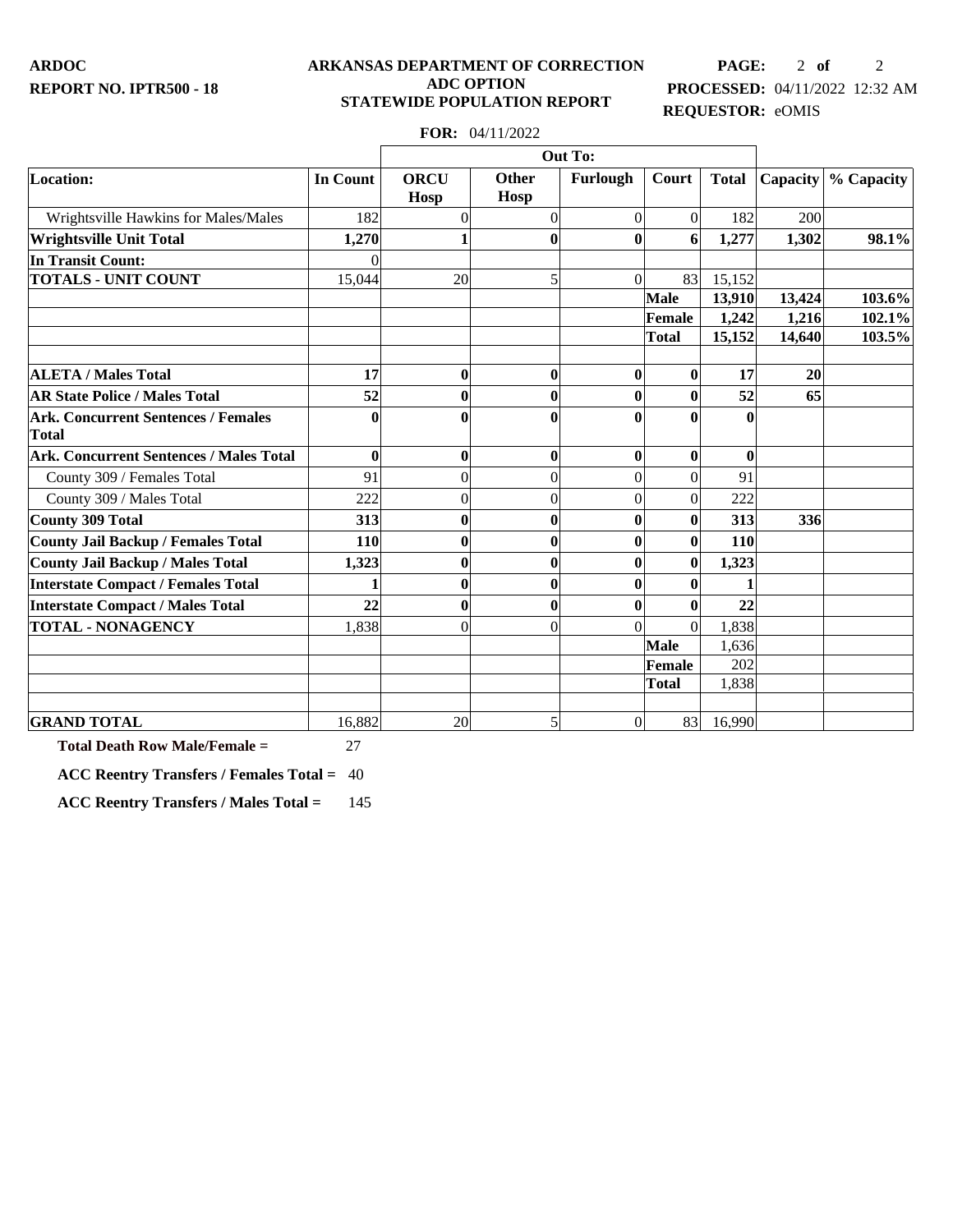**ARDOC**
**REPORT NO. IPTR500 - 18**

**ARKANSAS DEPARTMENT OF CORRECTION**
**ADC OPTION**
**STATEWIDE POPULATION REPORT**

**PROCESSED:** 04/11/2022 12:32 AM
**REQUESTOR:** eOMIS

**FOR:** 04/11/2022

| | | Out To: | | | | | | |
|---|---|---|---|---|---|---|---|---|
| **Location:** | **In Count** | **ORCU Hosp** | **Other Hosp** | **Furlough** | **Court** | **Total** | **Capacity** | **% Capacity** |
| Wrightsville Hawkins for Males/Males | 182 | 0 | 0 | 0 | 0 | 182 | 200 | |
| **Wrightsville Unit Total** | **1,270** | **1** | **0** | **0** | **6** | **1,277** | **1,302** | **98.1%** |
| **In Transit Count:** | 0 | | | | | | | |
| **TOTALS - UNIT COUNT** | 15,044 | 20 | 5 | 0 | 83 | 15,152 | | |
| | | | | | **Male** | **13,910** | **13,424** | **103.6%** |
| | | | | | **Female** | **1,242** | **1,216** | **102.1%** |
| | | | | | **Total** | **15,152** | **14,640** | **103.5%** |
| | | | | | | | | |
| **ALETA / Males Total** | **17** | **0** | **0** | **0** | **0** | **17** | **20** | |
| **AR State Police / Males Total** | **52** | **0** | **0** | **0** | **0** | **52** | **65** | |
| **Ark. Concurrent Sentences / Females Total** | **0** | **0** | **0** | **0** | **0** | **0** | | |
| **Ark. Concurrent Sentences / Males Total** | **0** | **0** | **0** | **0** | **0** | **0** | | |
| County 309 / Females Total | 91 | 0 | 0 | 0 | 0 | 91 | | |
| County 309 / Males Total | 222 | 0 | 0 | 0 | 0 | 222 | | |
| **County 309 Total** | **313** | **0** | **0** | **0** | **0** | **313** | **336** | |
| **County Jail Backup / Females Total** | **110** | **0** | **0** | **0** | **0** | **110** | | |
| **County Jail Backup / Males Total** | **1,323** | **0** | **0** | **0** | **0** | **1,323** | | |
| **Interstate Compact / Females Total** | **1** | **0** | **0** | **0** | **0** | **1** | | |
| **Interstate Compact / Males Total** | **22** | **0** | **0** | **0** | **0** | **22** | | |
| **TOTAL - NONAGENCY** | 1,838 | 0 | 0 | 0 | 0 | 1,838 | | |
| | | | | | **Male** | 1,636 | | |
| | | | | | **Female** | 202 | | |
| | | | | | **Total** | 1,838 | | |
| | | | | | | | | |
| **GRAND TOTAL** | 16,882 | 20 | 5 | 0 | 83 | 16,990 | | |

**Total Death Row Male/Female =** 27

**ACC Reentry Transfers / Females Total =** 40

**ACC Reentry Transfers / Males Total =** 145